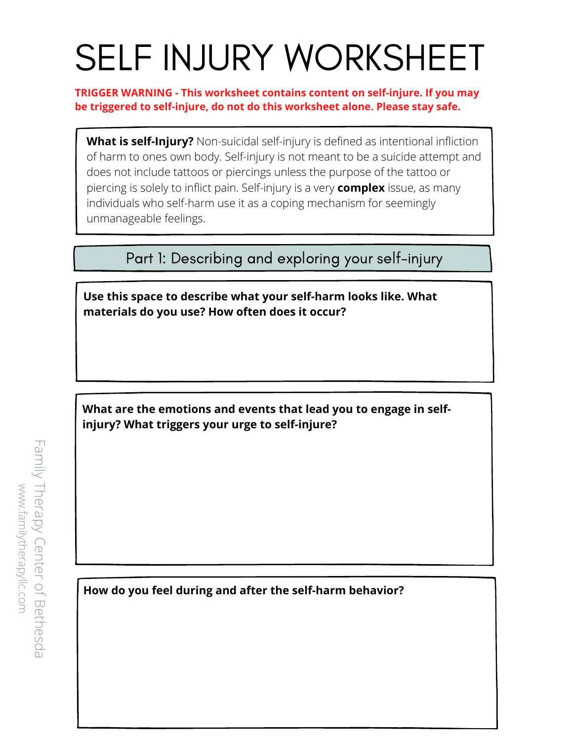# SELF INJURY WORKSHEET

**TRIGGER WARNING - This worksheet contains content on self-injure. If you may be triggered to self-injure, do not do this worksheet alone. Please stay safe.**

**What is self-Injury?** Non-suicidal self-injury is defined as intentional infliction of harm to ones own body. Self-injury is not meant to be a suicide attempt and does not include tattoos or piercings unless the purpose of the tattoo or piercing is solely to inflict pain. Self-injury is a very **complex** issue, as many individuals who self-harm use it as a coping mechanism for seemingly unmanageable feelings.

## Part 1: Describing and exploring your self-injury

**Use this space to describe what your self-harm looks like. What materials do you use? How often does it occur?**

**What are the emotions and events that lead you to engage in self-injury? What triggers your urge to self-injure?**

**How do you feel during and after the self-harm behavior?**

Family Therapy Center of Bethesda
www.familytherapyllc.com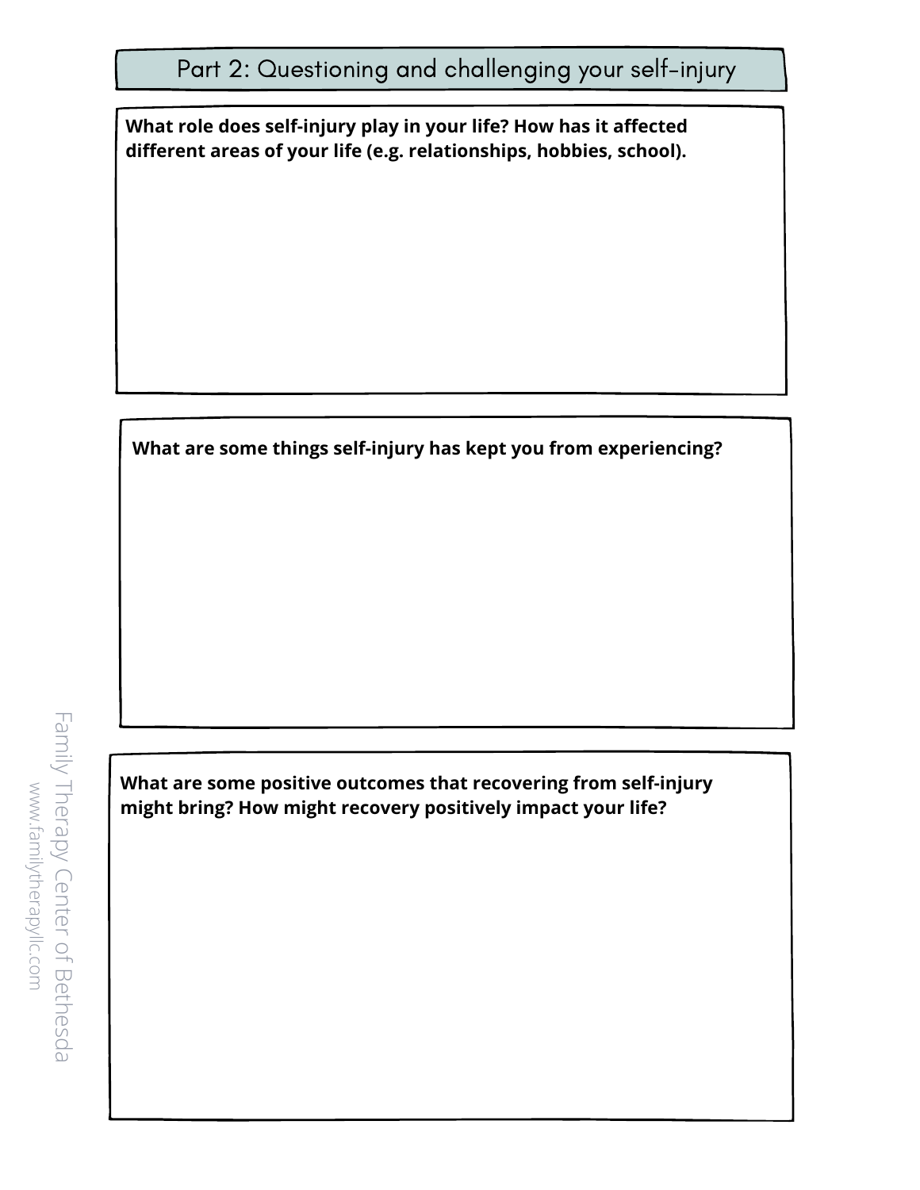## Part 2: Questioning and challenging your self-injury

**What role does self-injury play in your life? How has it affected different areas of your life (e.g. relationships, hobbies, school).**

**What are some things self-injury has kept you from experiencing?**

**What are some positive outcomes that recovering from self-injury might bring? How might recovery positively impact your life?**

Family Therapy Center of Bethesda
www.familytherapyllc.com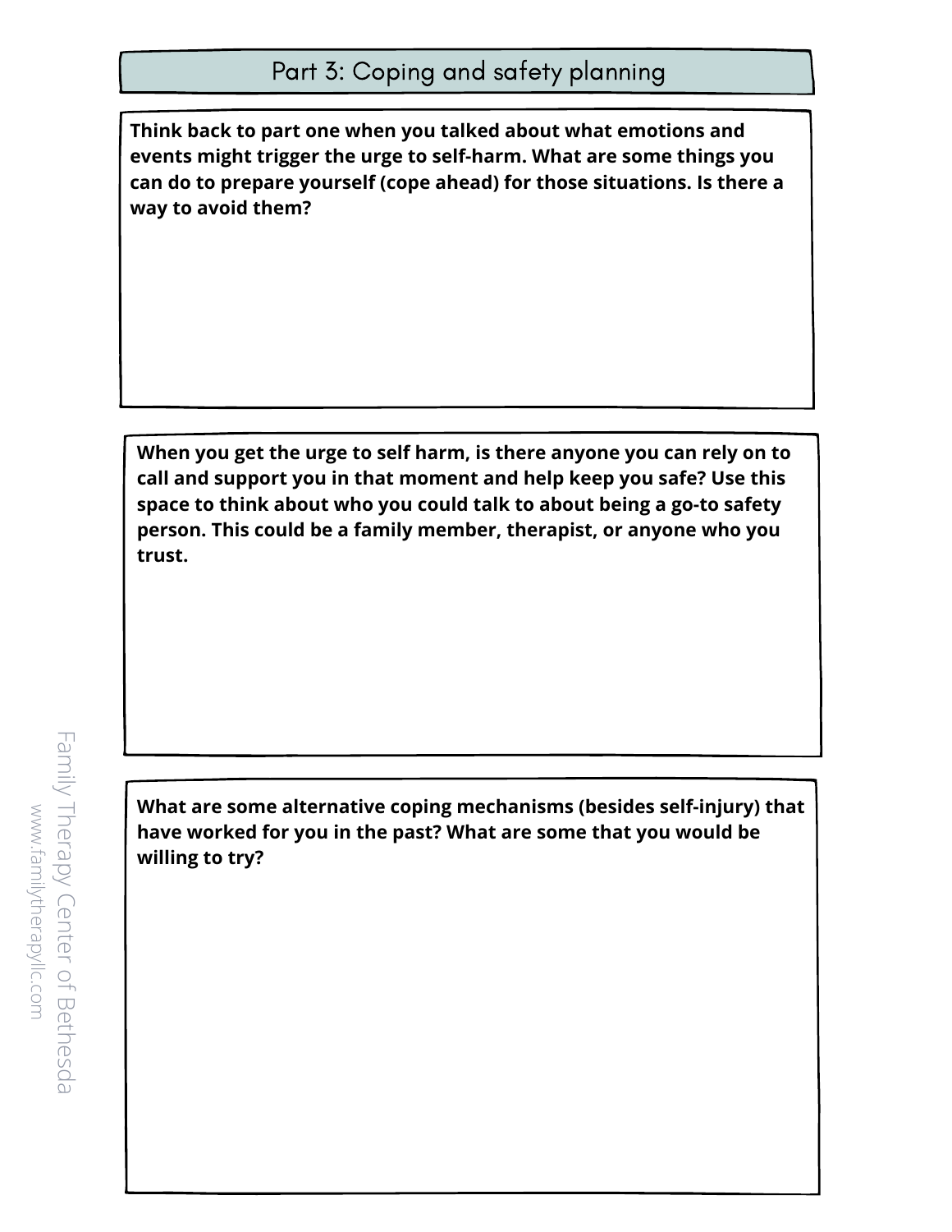## Part 3: Coping and safety planning

**Think back to part one when you talked about what emotions and events might trigger the urge to self-harm. What are some things you can do to prepare yourself (cope ahead) for those situations. Is there a way to avoid them?**

**When you get the urge to self harm, is there anyone you can rely on to call and support you in that moment and help keep you safe? Use this space to think about who you could talk to about being a go-to safety person. This could be a family member, therapist, or anyone who you trust.**

**What are some alternative coping mechanisms (besides self-injury) that have worked for you in the past? What are some that you would be willing to try?**

Family Therapy Center of Bethesda
www.familytherapyllc.com